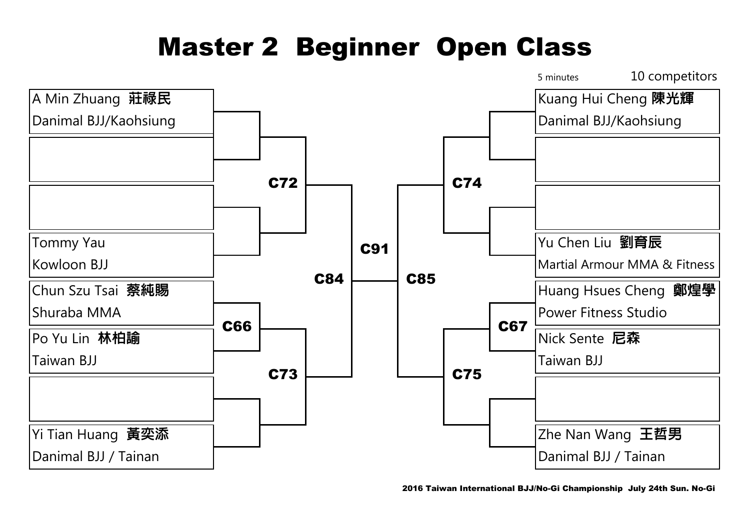# Master 2 Beginner Open Class

5 minutes

10 competitors

| Slot | Competitor | Team | Match |
|---|---|---|---|
| Left 1 | A Min Zhuang 莊祿民 | Danimal BJJ/Kaohsiung | C72 |
| Left 2 | | | C72 |
| Left 3 | | | C72 |
| Left 4 | Tommy Yau | Kowloon BJJ | C72 |
| Left 5 | Chun Szu Tsai 蔡純賜 | Shuraba MMA | C66 → C73 |
| Left 6 | Po Yu Lin 林柏諭 | Taiwan BJJ | C66 → C73 |
| Left 7 | | | C73 |
| Left 8 | Yi Tian Huang 黃奕添 | Danimal BJJ / Tainan | C73 |
| Right 1 | Kuang Hui Cheng 陳光輝 | Danimal BJJ/Kaohsiung | C74 |
| Right 2 | | | C74 |
| Right 3 | | | C74 |
| Right 4 | Yu Chen Liu 劉育辰 | Martial Armour MMA & Fitness | C74 |
| Right 5 | Huang Hsues Cheng 鄭煌學 | Power Fitness Studio | C67 → C75 |
| Right 6 | Nick Sente 尼森 | Taiwan BJJ | C67 → C75 |
| Right 7 | | | C75 |
| Right 8 | Zhe Nan Wang 王哲男 | Danimal BJJ / Tainan | C75 |

- C72 vs C73 → C84
- C74 vs C75 → C85
- C84 vs C85 → C91

2016 Taiwan International BJJ/No-Gi Championship July 24th Sun. No-Gi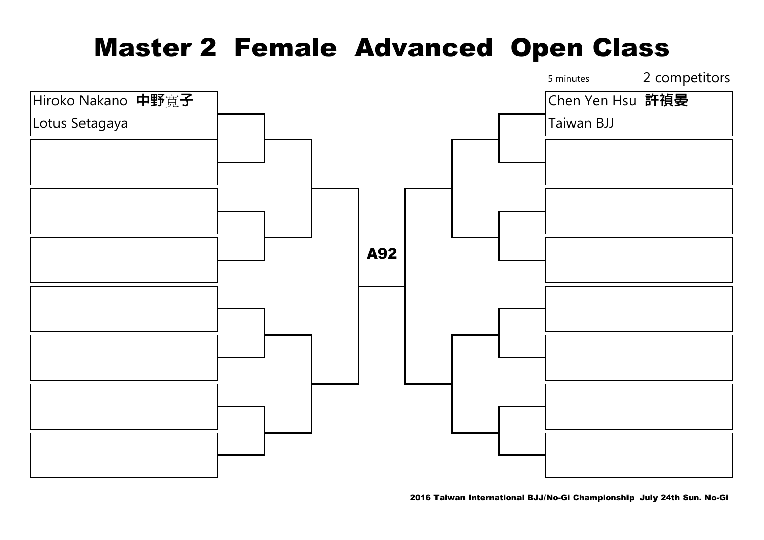# Master 2 Female Advanced Open Class

5 minutes

2 competitors

Hiroko Nakano 中野寛子
Lotus Setagaya

A92

Chen Yen Hsu 許禎晏
Taiwan BJJ

2016 Taiwan International BJJ/No-Gi Championship July 24th Sun. No-Gi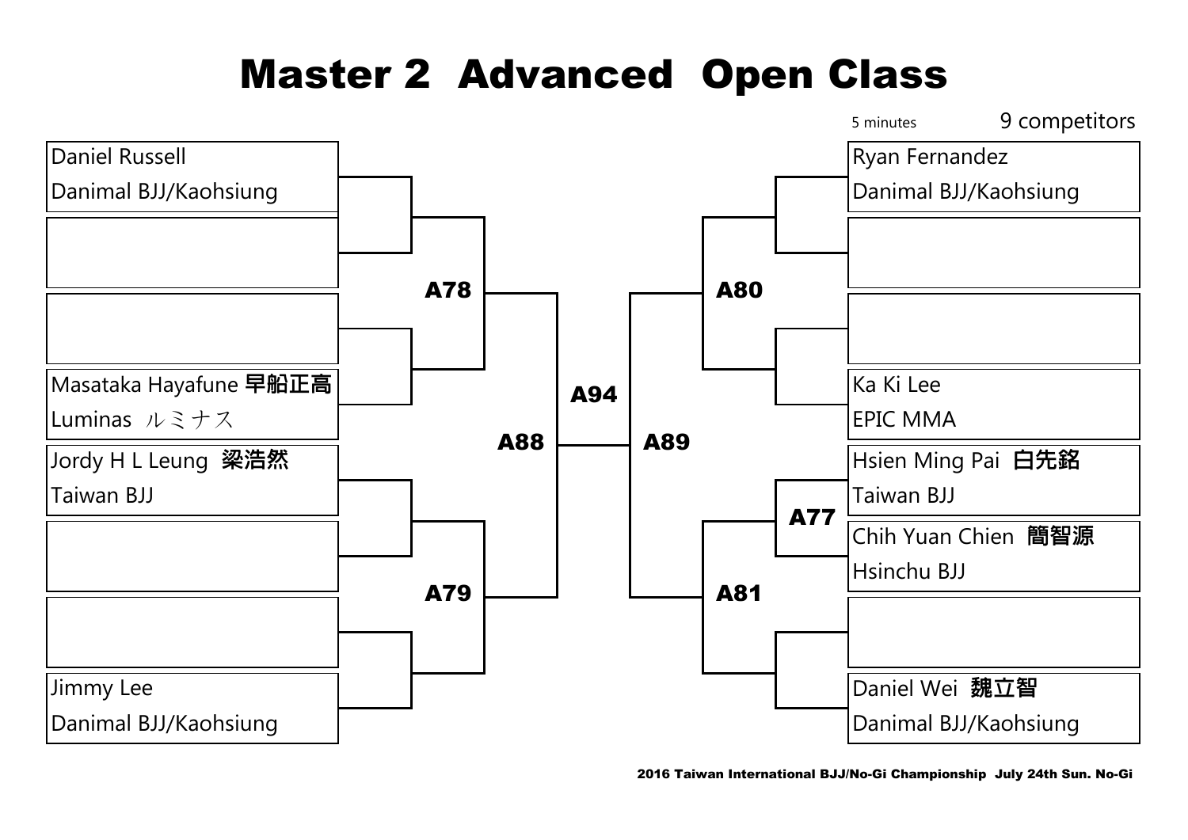# Master 2 Advanced Open Class

5 minutes 9 competitors

| Slot | Left bracket | Slot | Right bracket |
| --- | --- | --- | --- |
| 1 | Daniel Russell<br>Danimal BJJ/Kaohsiung | 1 | Ryan Fernandez<br>Danimal BJJ/Kaohsiung |
| 2 | | 2 | |
| 3 | | 3 | |
| 4 | Masataka Hayafune 早船正高<br>Luminas ルミナス | 4 | Ka Ki Lee<br>EPIC MMA |
| 5 | Jordy H L Leung 梁浩然<br>Taiwan BJJ | 5 | Hsien Ming Pai 白先銘<br>Taiwan BJJ |
| 6 | | 6 | Chih Yuan Chien 簡智源<br>Hsinchu BJJ |
| 7 | | 7 | |
| 8 | Jimmy Lee<br>Danimal BJJ/Kaohsiung | 8 | Daniel Wei 魏立智<br>Danimal BJJ/Kaohsiung |

Matches:

- A77: Hsien Ming Pai vs Chih Yuan Chien
- A78: Left slots 1–4
- A79: Left slots 5–8
- A80: Right slots 1–4
- A81: Winner of A77 and right slots 7–8
- A88: Winner A78 vs Winner A79
- A89: Winner A80 vs Winner A81
- A94: Winner A88 vs Winner A89

2016 Taiwan International BJJ/No-Gi Championship July 24th Sun. No-Gi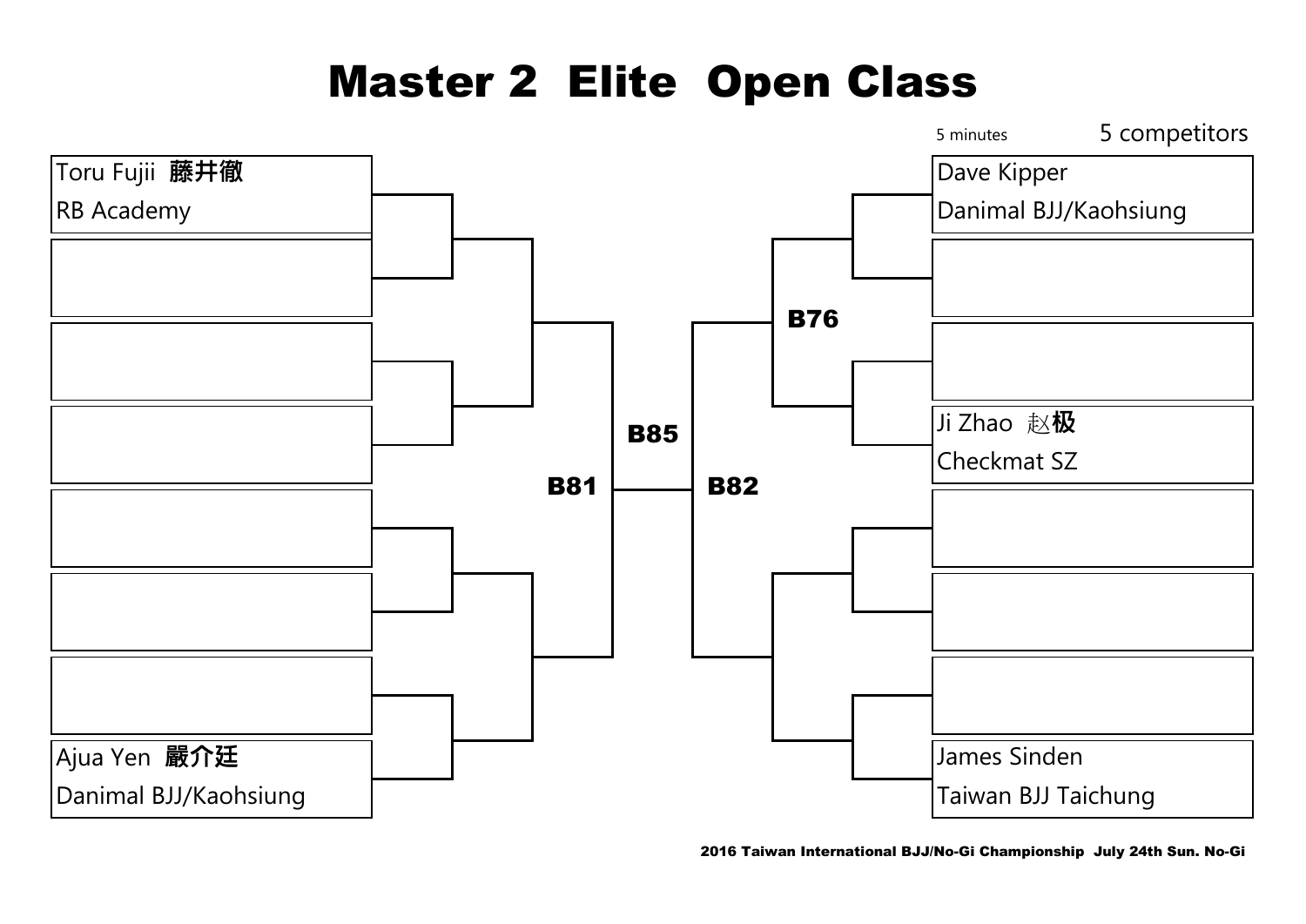# Master 2 Elite Open Class

5 minutes

5 competitors

Toru Fujii 藤井徹
RB Academy

Ajua Yen 嚴介廷
Danimal BJJ/Kaohsiung

B81

B85

B82

B76

Dave Kipper
Danimal BJJ/Kaohsiung

Ji Zhao 赵极
Checkmat SZ

James Sinden
Taiwan BJJ Taichung

2016 Taiwan International BJJ/No-Gi Championship July 24th Sun. No-Gi